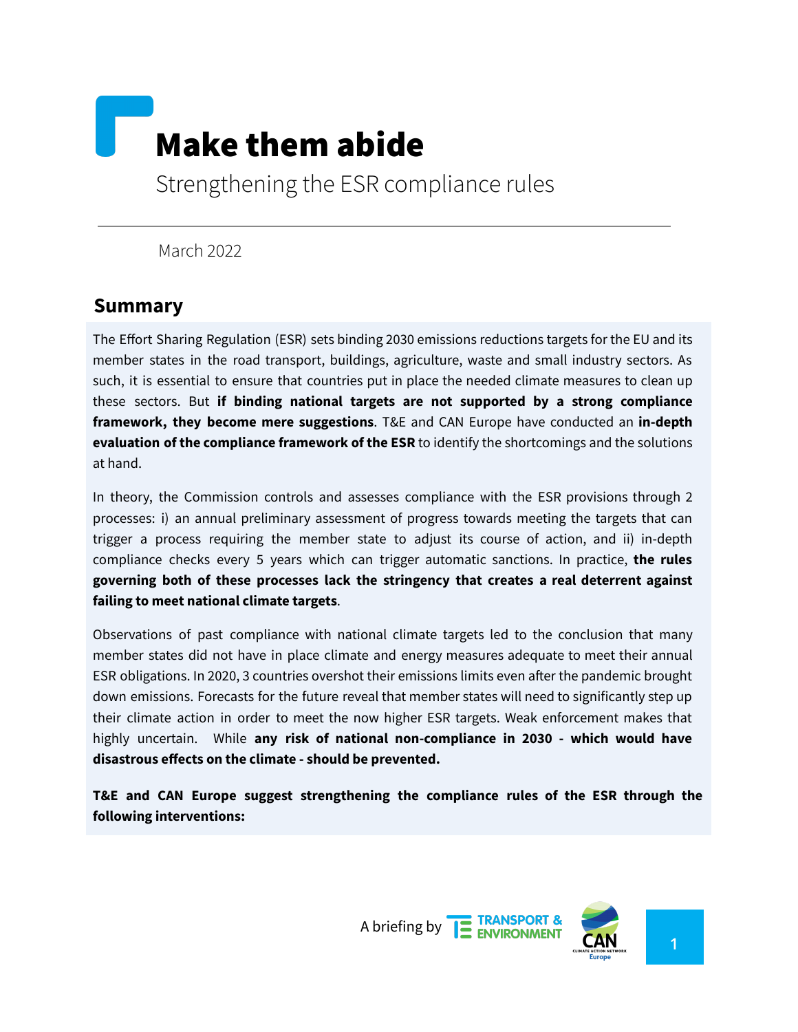# Make them abide

Strengthening the ESR compliance rules

March 2022

## Summary

The Effort Sharing Regulation (ESR) sets binding 2030 emissions reductions targets for the EU and its member states in the road transport, buildings, agriculture, waste and small industry sectors. As such, it is essential to ensure that countries put in place the needed climate measures to clean up these sectors. But **if binding national targets are not supported by a strong compliance framework, they become mere suggestions**. T&E and CAN Europe have conducted an **in-depth evaluation of the compliance framework of the ESR** to identify the shortcomings and the solutions at hand.

In theory, the Commission controls and assesses compliance with the ESR provisions through 2 processes: i) an annual preliminary assessment of progress towards meeting the targets that can trigger a process requiring the member state to adjust its course of action, and ii) in-depth compliance checks every 5 years which can trigger automatic sanctions. In practice, **the rules governing both of these processes lack the stringency that creates a real deterrent against failing to meet national climate targets**.

Observations of past compliance with national climate targets led to the conclusion that many member states did not have in place climate and energy measures adequate to meet their annual ESR obligations. In 2020, 3 countries overshot their emissions limits even after the pandemic brought down emissions. Forecasts for the future reveal that member states will need to significantly step up their climate action in order to meet the now higher ESR targets. Weak enforcement makes that highly uncertain. While **any risk of national non-compliance in 2030 - which would have disastrous effects on the climate - should be prevented.**

**T&E and CAN Europe suggest strengthening the compliance rules of the ESR through the following interventions:**

A briefing by TRANSPORT & ENVIRONMENT and CAN Europe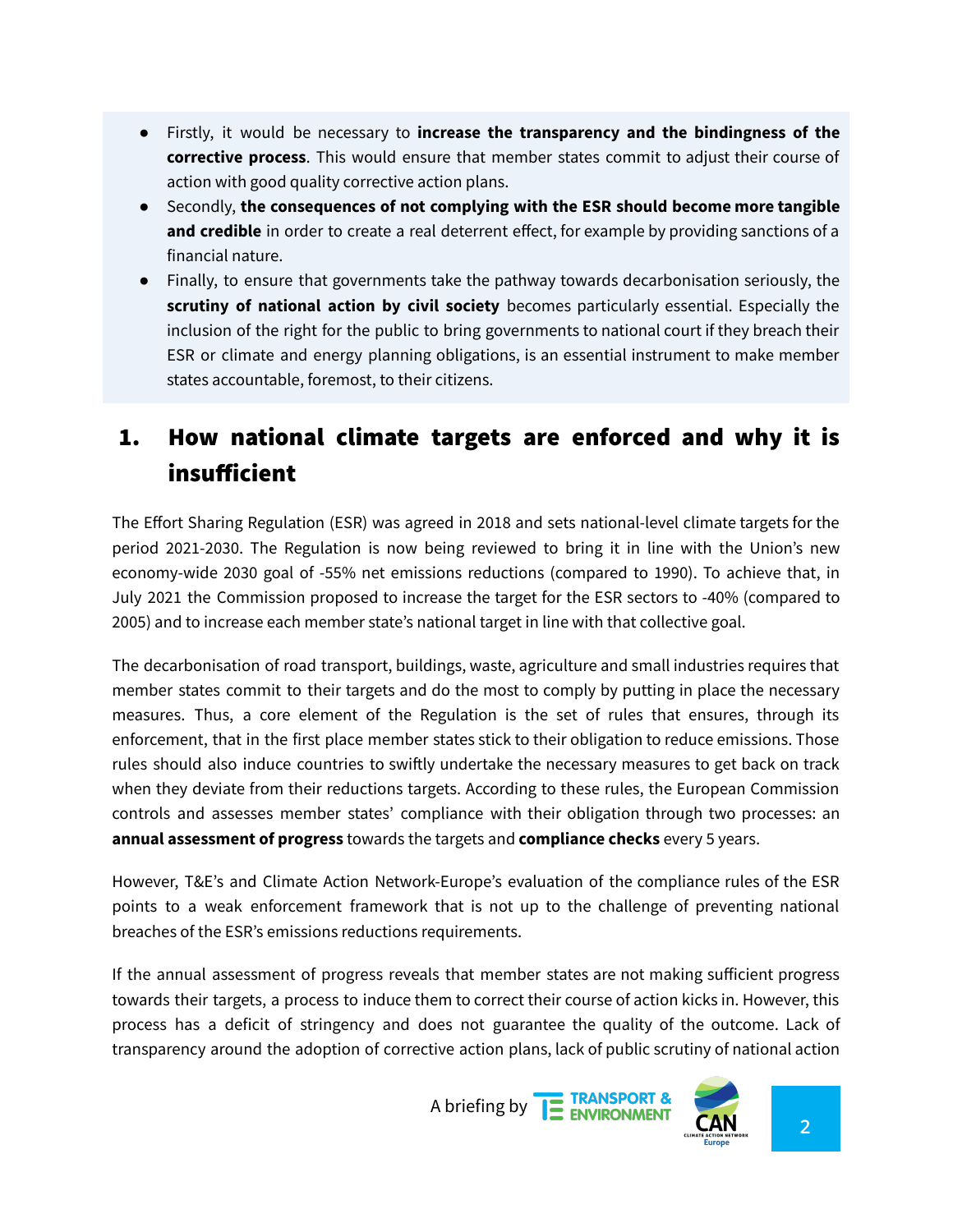- Firstly, it would be necessary to **increase the transparency and the bindingness of the corrective process**. This would ensure that member states commit to adjust their course of action with good quality corrective action plans.
- Secondly, **the consequences of not complying with the ESR should become more tangible and credible** in order to create a real deterrent effect, for example by providing sanctions of a financial nature.
- Finally, to ensure that governments take the pathway towards decarbonisation seriously, the **scrutiny of national action by civil society** becomes particularly essential. Especially the inclusion of the right for the public to bring governments to national court if they breach their ESR or climate and energy planning obligations, is an essential instrument to make member states accountable, foremost, to their citizens.

## 1. How national climate targets are enforced and why it is insufficient

The Effort Sharing Regulation (ESR) was agreed in 2018 and sets national-level climate targets for the period 2021-2030. The Regulation is now being reviewed to bring it in line with the Union's new economy-wide 2030 goal of -55% net emissions reductions (compared to 1990). To achieve that, in July 2021 the Commission proposed to increase the target for the ESR sectors to -40% (compared to 2005) and to increase each member state's national target in line with that collective goal.

The decarbonisation of road transport, buildings, waste, agriculture and small industries requires that member states commit to their targets and do the most to comply by putting in place the necessary measures. Thus, a core element of the Regulation is the set of rules that ensures, through its enforcement, that in the first place member states stick to their obligation to reduce emissions. Those rules should also induce countries to swiftly undertake the necessary measures to get back on track when they deviate from their reductions targets. According to these rules, the European Commission controls and assesses member states' compliance with their obligation through two processes: an **annual assessment of progress** towards the targets and **compliance checks** every 5 years.

However, T&E's and Climate Action Network-Europe's evaluation of the compliance rules of the ESR points to a weak enforcement framework that is not up to the challenge of preventing national breaches of the ESR's emissions reductions requirements.

If the annual assessment of progress reveals that member states are not making sufficient progress towards their targets, a process to induce them to correct their course of action kicks in. However, this process has a deficit of stringency and does not guarantee the quality of the outcome. Lack of transparency around the adoption of corrective action plans, lack of public scrutiny of national action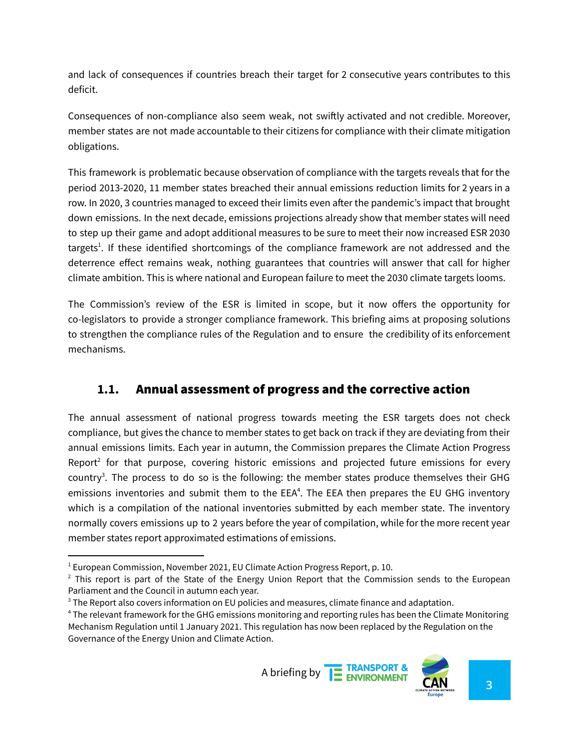and lack of consequences if countries breach their target for 2 consecutive years contributes to this deficit.

Consequences of non-compliance also seem weak, not swiftly activated and not credible. Moreover, member states are not made accountable to their citizens for compliance with their climate mitigation obligations.

This framework is problematic because observation of compliance with the targets reveals that for the period 2013-2020, 11 member states breached their annual emissions reduction limits for 2 years in a row. In 2020, 3 countries managed to exceed their limits even after the pandemic's impact that brought down emissions. In the next decade, emissions projections already show that member states will need to step up their game and adopt additional measures to be sure to meet their now increased ESR 2030 targets[1]. If these identified shortcomings of the compliance framework are not addressed and the deterrence effect remains weak, nothing guarantees that countries will answer that call for higher climate ambition. This is where national and European failure to meet the 2030 climate targets looms.

The Commission's review of the ESR is limited in scope, but it now offers the opportunity for co-legislators to provide a stronger compliance framework. This briefing aims at proposing solutions to strengthen the compliance rules of the Regulation and to ensure the credibility of its enforcement mechanisms.

## 1.1. Annual assessment of progress and the corrective action

The annual assessment of national progress towards meeting the ESR targets does not check compliance, but gives the chance to member states to get back on track if they are deviating from their annual emissions limits. Each year in autumn, the Commission prepares the Climate Action Progress Report[2] for that purpose, covering historic emissions and projected future emissions for every country[3]. The process to do so is the following: the member states produce themselves their GHG emissions inventories and submit them to the EEA[4]. The EEA then prepares the EU GHG inventory which is a compilation of the national inventories submitted by each member state. The inventory normally covers emissions up to 2 years before the year of compilation, while for the more recent year member states report approximated estimations of emissions.

---

[1] European Commission, November 2021, EU Climate Action Progress Report, p. 10.

[2] This report is part of the State of the Energy Union Report that the Commission sends to the European Parliament and the Council in autumn each year.

[3] The Report also covers information on EU policies and measures, climate finance and adaptation.

[4] The relevant framework for the GHG emissions monitoring and reporting rules has been the Climate Monitoring Mechanism Regulation until 1 January 2021. This regulation has now been replaced by the Regulation on the Governance of the Energy Union and Climate Action.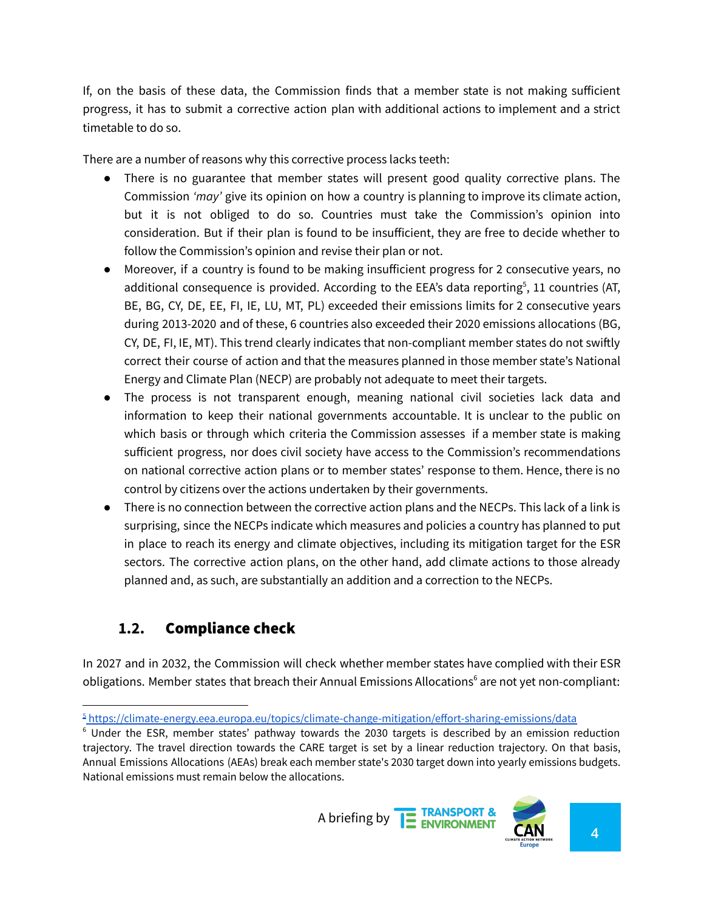If, on the basis of these data, the Commission finds that a member state is not making sufficient progress, it has to submit a corrective action plan with additional actions to implement and a strict timetable to do so.

There are a number of reasons why this corrective process lacks teeth:

- There is no guarantee that member states will present good quality corrective plans. The Commission *'may'* give its opinion on how a country is planning to improve its climate action, but it is not obliged to do so. Countries must take the Commission's opinion into consideration. But if their plan is found to be insufficient, they are free to decide whether to follow the Commission's opinion and revise their plan or not.
- Moreover, if a country is found to be making insufficient progress for 2 consecutive years, no additional consequence is provided. According to the EEA's data reporting[5], 11 countries (AT, BE, BG, CY, DE, EE, FI, IE, LU, MT, PL) exceeded their emissions limits for 2 consecutive years during 2013-2020 and of these, 6 countries also exceeded their 2020 emissions allocations (BG, CY, DE, FI, IE, MT). This trend clearly indicates that non-compliant member states do not swiftly correct their course of action and that the measures planned in those member state's National Energy and Climate Plan (NECP) are probably not adequate to meet their targets.
- The process is not transparent enough, meaning national civil societies lack data and information to keep their national governments accountable. It is unclear to the public on which basis or through which criteria the Commission assesses if a member state is making sufficient progress, nor does civil society have access to the Commission's recommendations on national corrective action plans or to member states' response to them. Hence, there is no control by citizens over the actions undertaken by their governments.
- There is no connection between the corrective action plans and the NECPs. This lack of a link is surprising, since the NECPs indicate which measures and policies a country has planned to put in place to reach its energy and climate objectives, including its mitigation target for the ESR sectors. The corrective action plans, on the other hand, add climate actions to those already planned and, as such, are substantially an addition and a correction to the NECPs.

## 1.2. Compliance check

In 2027 and in 2032, the Commission will check whether member states have complied with their ESR obligations. Member states that breach their Annual Emissions Allocations[6] are not yet non-compliant:

---

[5] https://climate-energy.eea.europa.eu/topics/climate-change-mitigation/effort-sharing-emissions/data

[6] Under the ESR, member states' pathway towards the 2030 targets is described by an emission reduction trajectory. The travel direction towards the CARE target is set by a linear reduction trajectory. On that basis, Annual Emissions Allocations (AEAs) break each member state's 2030 target down into yearly emissions budgets. National emissions must remain below the allocations.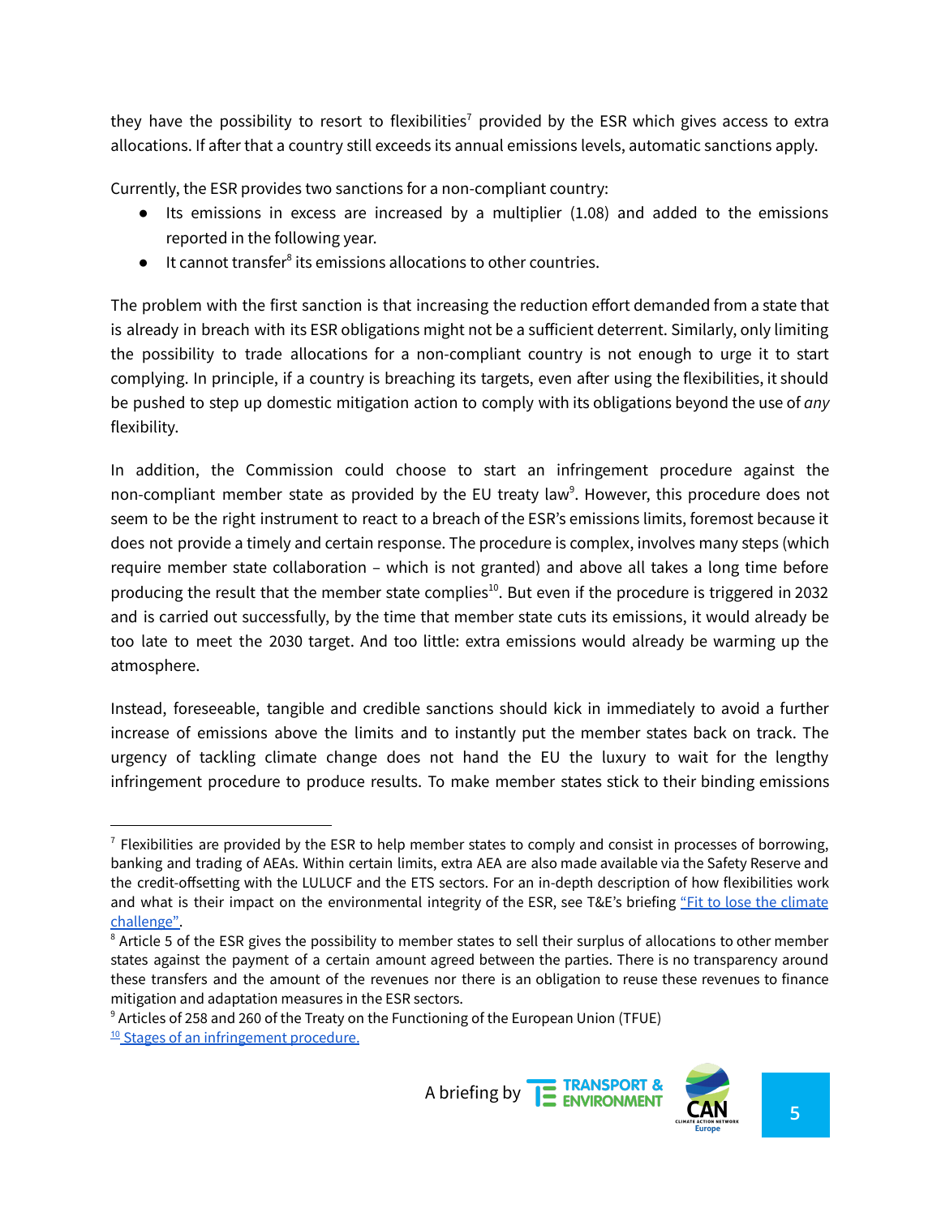they have the possibility to resort to flexibilities[7] provided by the ESR which gives access to extra allocations. If after that a country still exceeds its annual emissions levels, automatic sanctions apply.

Currently, the ESR provides two sanctions for a non-compliant country:

- Its emissions in excess are increased by a multiplier (1.08) and added to the emissions reported in the following year.
- It cannot transfer[8] its emissions allocations to other countries.

The problem with the first sanction is that increasing the reduction effort demanded from a state that is already in breach with its ESR obligations might not be a sufficient deterrent. Similarly, only limiting the possibility to trade allocations for a non-compliant country is not enough to urge it to start complying. In principle, if a country is breaching its targets, even after using the flexibilities, it should be pushed to step up domestic mitigation action to comply with its obligations beyond the use of *any* flexibility.

In addition, the Commission could choose to start an infringement procedure against the non-compliant member state as provided by the EU treaty law[9]. However, this procedure does not seem to be the right instrument to react to a breach of the ESR's emissions limits, foremost because it does not provide a timely and certain response. The procedure is complex, involves many steps (which require member state collaboration – which is not granted) and above all takes a long time before producing the result that the member state complies[10]. But even if the procedure is triggered in 2032 and is carried out successfully, by the time that member state cuts its emissions, it would already be too late to meet the 2030 target. And too little: extra emissions would already be warming up the atmosphere.

Instead, foreseeable, tangible and credible sanctions should kick in immediately to avoid a further increase of emissions above the limits and to instantly put the member states back on track. The urgency of tackling climate change does not hand the EU the luxury to wait for the lengthy infringement procedure to produce results. To make member states stick to their binding emissions

---

[7] Flexibilities are provided by the ESR to help member states to comply and consist in processes of borrowing, banking and trading of AEAs. Within certain limits, extra AEA are also made available via the Safety Reserve and the credit-offsetting with the LULUCF and the ETS sectors. For an in-depth description of how flexibilities work and what is their impact on the environmental integrity of the ESR, see T&E's briefing "Fit to lose the climate challenge".

[8] Article 5 of the ESR gives the possibility to member states to sell their surplus of allocations to other member states against the payment of a certain amount agreed between the parties. There is no transparency around these transfers and the amount of the revenues nor there is an obligation to reuse these revenues to finance mitigation and adaptation measures in the ESR sectors.

[9] Articles of 258 and 260 of the Treaty on the Functioning of the European Union (TFUE)

[10] Stages of an infringement procedure.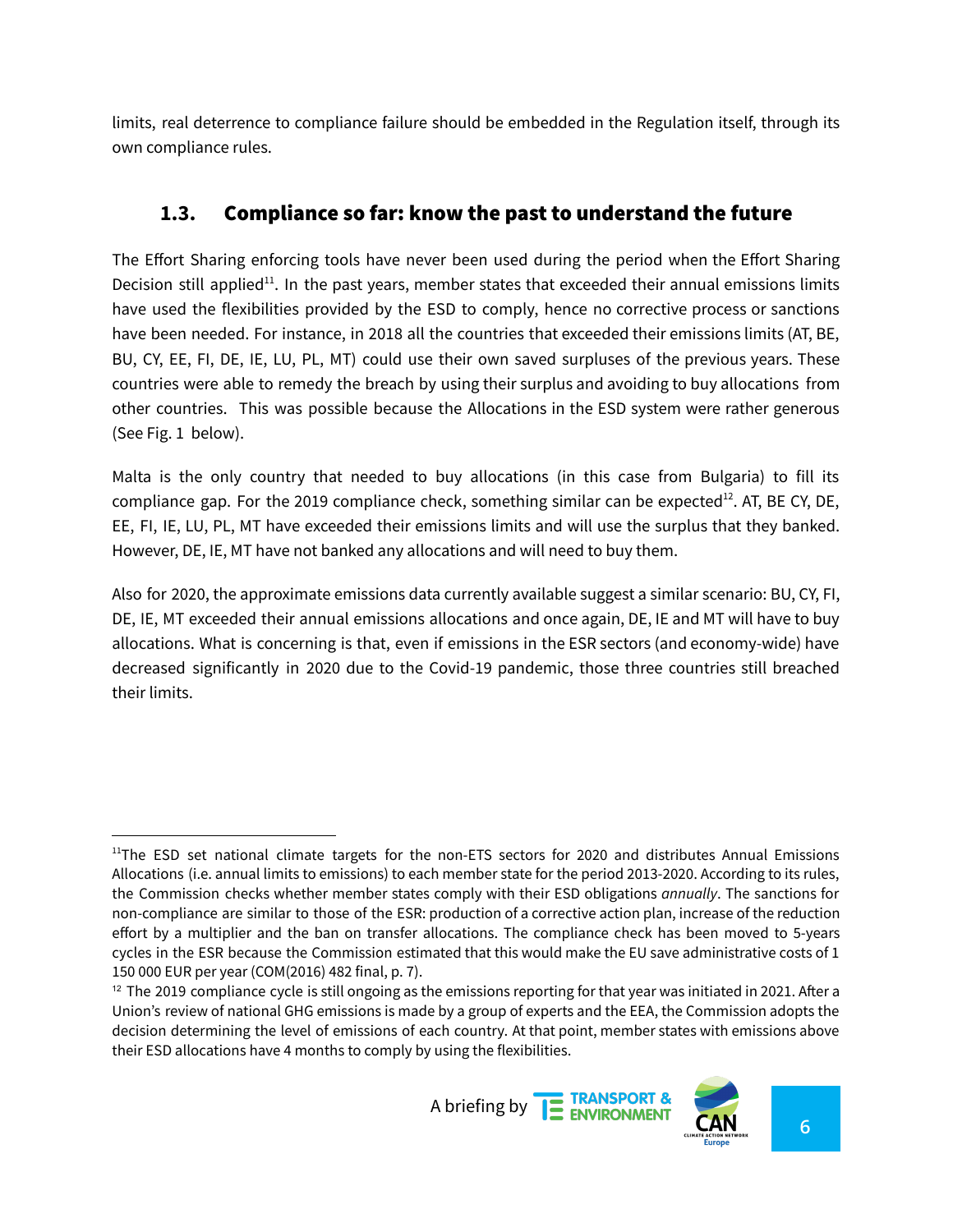limits, real deterrence to compliance failure should be embedded in the Regulation itself, through its own compliance rules.

### 1.3. Compliance so far: know the past to understand the future

The Effort Sharing enforcing tools have never been used during the period when the Effort Sharing Decision still applied[11]. In the past years, member states that exceeded their annual emissions limits have used the flexibilities provided by the ESD to comply, hence no corrective process or sanctions have been needed. For instance, in 2018 all the countries that exceeded their emissions limits (AT, BE, BU, CY, EE, FI, DE, IE, LU, PL, MT) could use their own saved surpluses of the previous years. These countries were able to remedy the breach by using their surplus and avoiding to buy allocations from other countries. This was possible because the Allocations in the ESD system were rather generous (See Fig. 1 below).

Malta is the only country that needed to buy allocations (in this case from Bulgaria) to fill its compliance gap. For the 2019 compliance check, something similar can be expected[12]. AT, BE CY, DE, EE, FI, IE, LU, PL, MT have exceeded their emissions limits and will use the surplus that they banked. However, DE, IE, MT have not banked any allocations and will need to buy them.

Also for 2020, the approximate emissions data currently available suggest a similar scenario: BU, CY, FI, DE, IE, MT exceeded their annual emissions allocations and once again, DE, IE and MT will have to buy allocations. What is concerning is that, even if emissions in the ESR sectors (and economy-wide) have decreased significantly in 2020 due to the Covid-19 pandemic, those three countries still breached their limits.

---

[11] The ESD set national climate targets for the non-ETS sectors for 2020 and distributes Annual Emissions Allocations (i.e. annual limits to emissions) to each member state for the period 2013-2020. According to its rules, the Commission checks whether member states comply with their ESD obligations *annually*. The sanctions for non-compliance are similar to those of the ESR: production of a corrective action plan, increase of the reduction effort by a multiplier and the ban on transfer allocations. The compliance check has been moved to 5-years cycles in the ESR because the Commission estimated that this would make the EU save administrative costs of 1 150 000 EUR per year (COM(2016) 482 final, p. 7).

[12] The 2019 compliance cycle is still ongoing as the emissions reporting for that year was initiated in 2021. After a Union's review of national GHG emissions is made by a group of experts and the EEA, the Commission adopts the decision determining the level of emissions of each country. At that point, member states with emissions above their ESD allocations have 4 months to comply by using the flexibilities.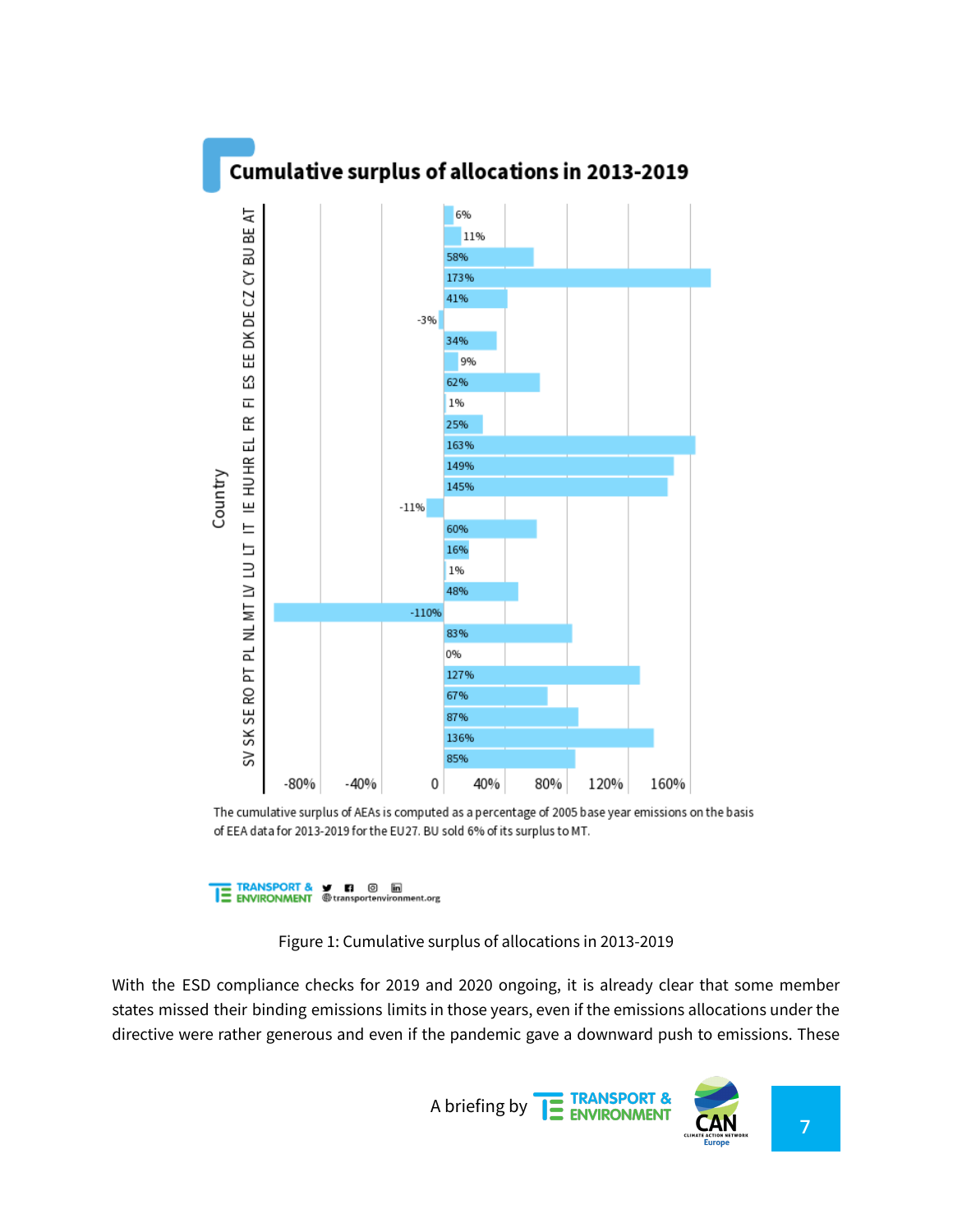## Cumulative surplus of allocations in 2013-2019

| Country | Cumulative surplus |
|---|---|
| AT | 6% |
| BE | 11% |
| BU | 58% |
| CY | 173% |
| CZ | 41% |
| DE | -3% |
| DK | 34% |
| EE | 9% |
| ES | 62% |
| FI | 1% |
| FR | 25% |
| EL | 163% |
| HR | 149% |
| HU | 145% |
| IE | -11% |
| IT | 60% |
| LT | 16% |
| LU | 1% |
| LV | 48% |
| MT | -110% |
| NL | 83% |
| PL | 0% |
| PT | 127% |
| RO | 67% |
| SE | 87% |
| SK | 136% |
| SV | 85% |

The cumulative surplus of AEAs is computed as a percentage of 2005 base year emissions on the basis of EEA data for 2013-2019 for the EU27. BU sold 6% of its surplus to MT.

TRANSPORT & ENVIRONMENT @transportenvironment.org

Figure 1: Cumulative surplus of allocations in 2013-2019

With the ESD compliance checks for 2019 and 2020 ongoing, it is already clear that some member states missed their binding emissions limits in those years, even if the emissions allocations under the directive were rather generous and even if the pandemic gave a downward push to emissions. These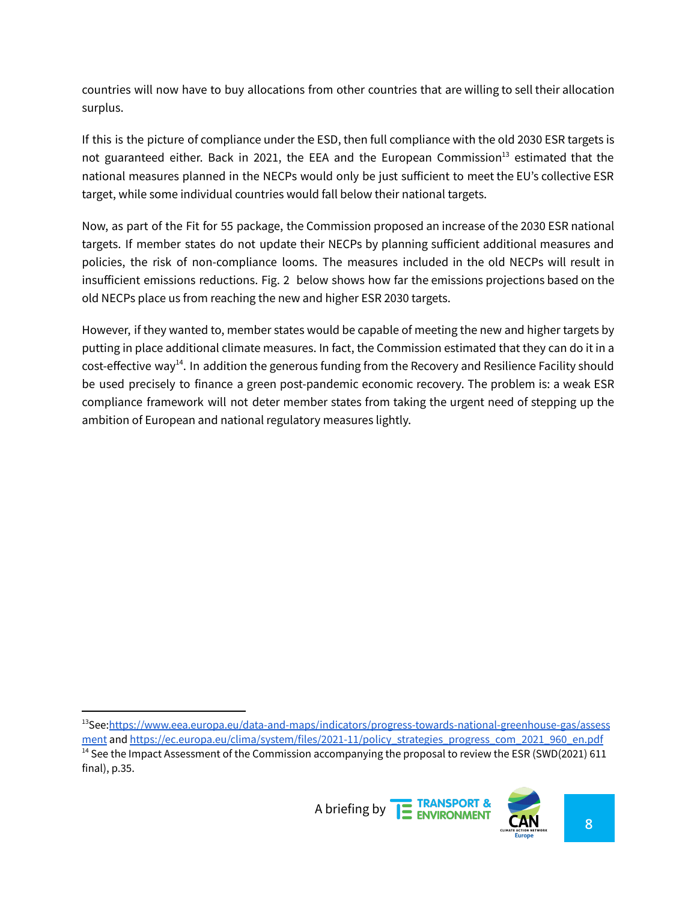countries will now have to buy allocations from other countries that are willing to sell their allocation surplus.

If this is the picture of compliance under the ESD, then full compliance with the old 2030 ESR targets is not guaranteed either. Back in 2021, the EEA and the European Commission[13] estimated that the national measures planned in the NECPs would only be just sufficient to meet the EU's collective ESR target, while some individual countries would fall below their national targets.

Now, as part of the Fit for 55 package, the Commission proposed an increase of the 2030 ESR national targets. If member states do not update their NECPs by planning sufficient additional measures and policies, the risk of non-compliance looms. The measures included in the old NECPs will result in insufficient emissions reductions. Fig. 2 below shows how far the emissions projections based on the old NECPs place us from reaching the new and higher ESR 2030 targets.

However, if they wanted to, member states would be capable of meeting the new and higher targets by putting in place additional climate measures. In fact, the Commission estimated that they can do it in a cost-effective way[14]. In addition the generous funding from the Recovery and Resilience Facility should be used precisely to finance a green post-pandemic economic recovery. The problem is: a weak ESR compliance framework will not deter member states from taking the urgent need of stepping up the ambition of European and national regulatory measures lightly.

---

[13] See: https://www.eea.europa.eu/data-and-maps/indicators/progress-towards-national-greenhouse-gas/assessment and https://ec.europa.eu/clima/system/files/2021-11/policy_strategies_progress_com_2021_960_en.pdf

[14] See the Impact Assessment of the Commission accompanying the proposal to review the ESR (SWD(2021) 611 final), p.35.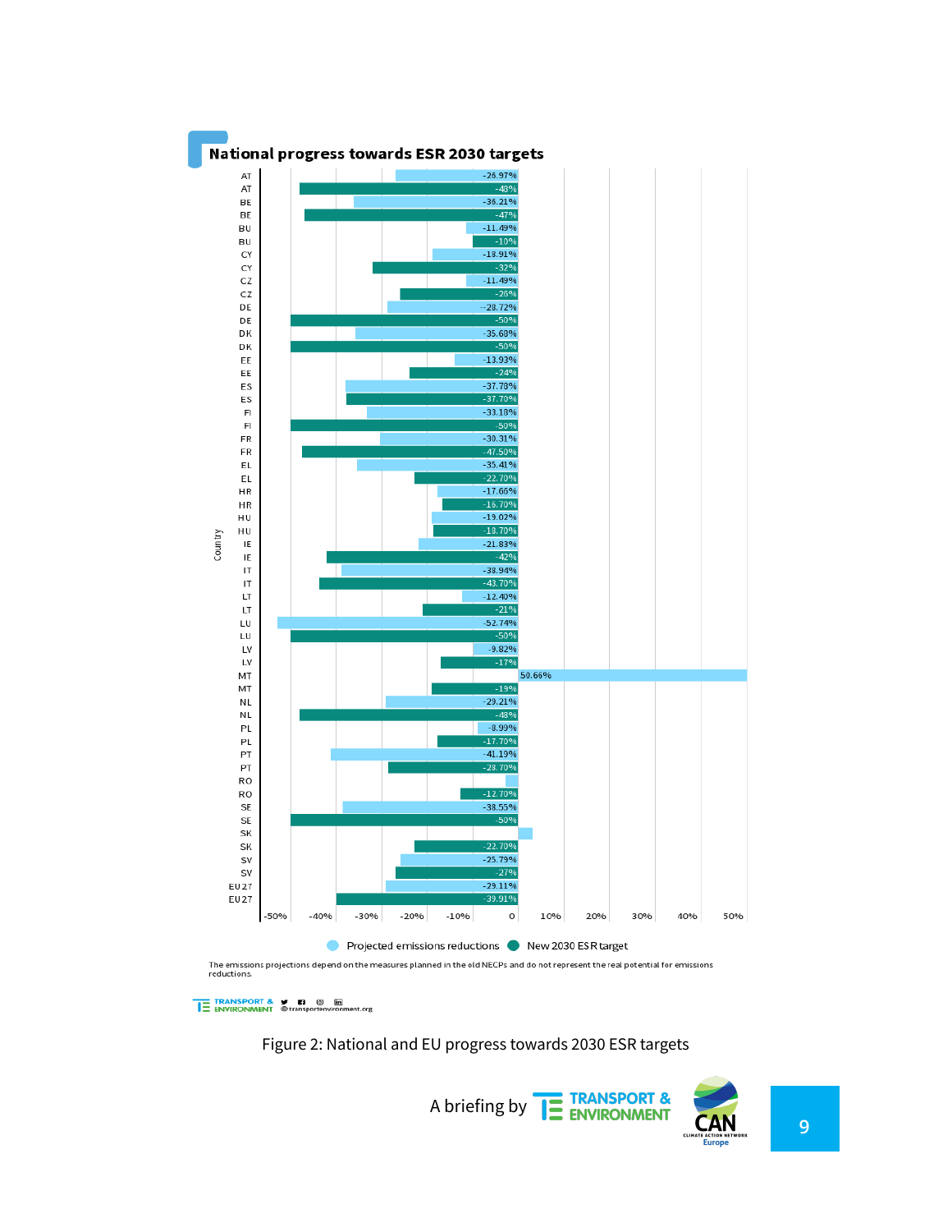## National progress towards ESR 2030 targets

| Country | Projected emissions reductions | New 2030 ESR target |
|---|---|---|
| AT | -26.97% | -48% |
| BE | -36.21% | -47% |
| BU | -11.49% | -10% |
| CY | -18.91% | -32% |
| CZ | -11.49% | -26% |
| DE | --28.72% | -50% |
| DK | -35.68% | -50% |
| EE | -13.93% | -24% |
| ES | -37.78% | -37.70% |
| FI | -33.18% | -50% |
| FR | -30.31% | -47.50% |
| EL | -35.41% | -22.70% |
| HR | -17.66% | -16.70% |
| HU | -19.02% | -18.70% |
| IE | -21.83% | -42% |
| IT | -38.94% | -43.70% |
| LT | -12.40% | -21% |
| LU | -52.74% | -50% |
| LV | -9.82% | -17% |
| MT | 50.66% | -19% |
| NL | -29.21% | -48% |
| PL | -8.99% | -17.70% |
| PT | -41.19% | -28.70% |
| RO | | -12.70% |
| SE | -38.55% | -50% |
| SK | | -22.70% |
| SV | -25.79% | -27% |
| EU27 | -29.11% | -39.91% |

The emissions projections depend on the measures planned in the old NECPs and do not represent the real potential for emissions reductions.

Figure 2: National and EU progress towards 2030 ESR targets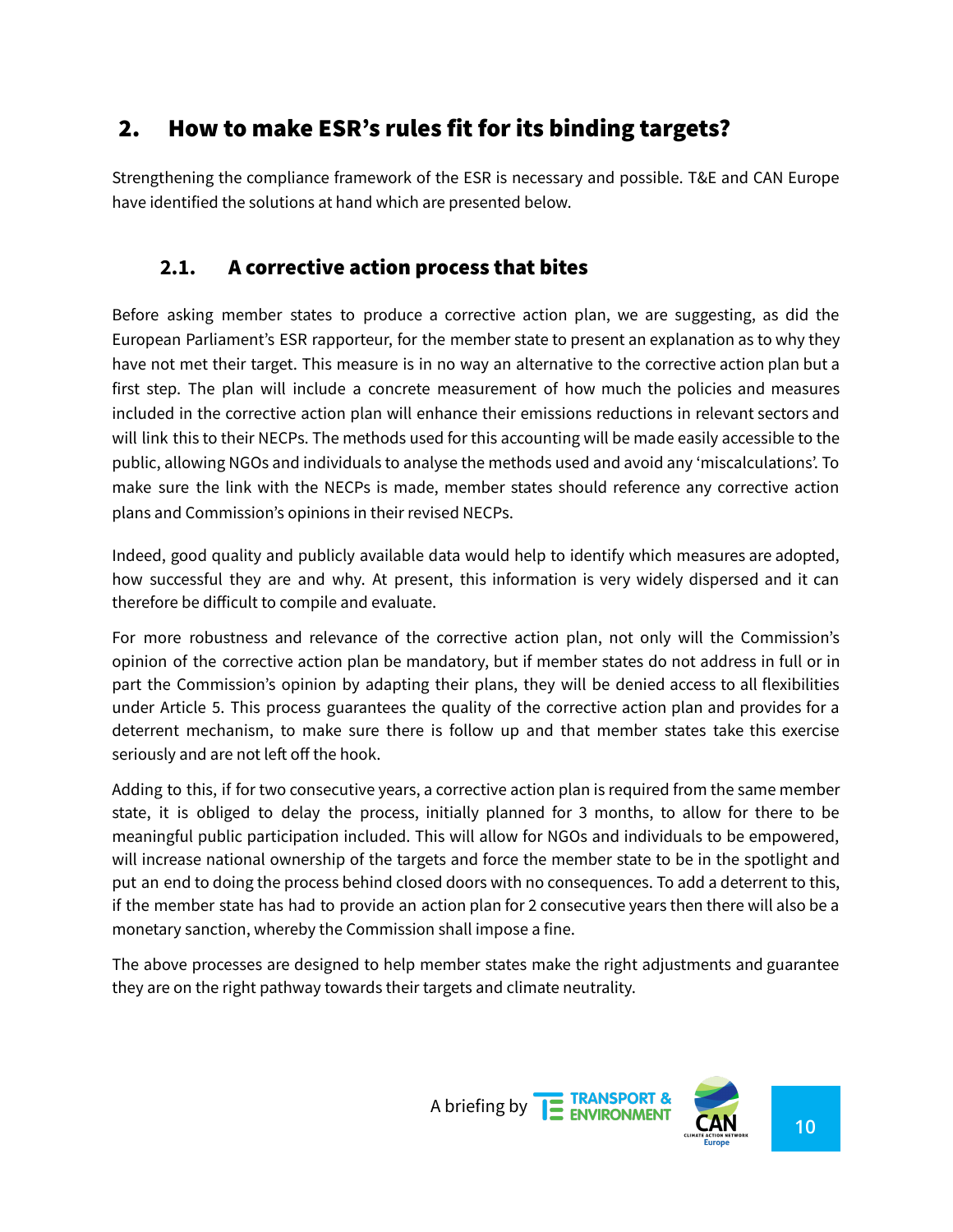## 2. How to make ESR's rules fit for its binding targets?

Strengthening the compliance framework of the ESR is necessary and possible. T&E and CAN Europe have identified the solutions at hand which are presented below.

### 2.1. A corrective action process that bites

Before asking member states to produce a corrective action plan, we are suggesting, as did the European Parliament's ESR rapporteur, for the member state to present an explanation as to why they have not met their target. This measure is in no way an alternative to the corrective action plan but a first step. The plan will include a concrete measurement of how much the policies and measures included in the corrective action plan will enhance their emissions reductions in relevant sectors and will link this to their NECPs. The methods used for this accounting will be made easily accessible to the public, allowing NGOs and individuals to analyse the methods used and avoid any 'miscalculations'. To make sure the link with the NECPs is made, member states should reference any corrective action plans and Commission's opinions in their revised NECPs.

Indeed, good quality and publicly available data would help to identify which measures are adopted, how successful they are and why. At present, this information is very widely dispersed and it can therefore be difficult to compile and evaluate.

For more robustness and relevance of the corrective action plan, not only will the Commission's opinion of the corrective action plan be mandatory, but if member states do not address in full or in part the Commission's opinion by adapting their plans, they will be denied access to all flexibilities under Article 5. This process guarantees the quality of the corrective action plan and provides for a deterrent mechanism, to make sure there is follow up and that member states take this exercise seriously and are not left off the hook.

Adding to this, if for two consecutive years, a corrective action plan is required from the same member state, it is obliged to delay the process, initially planned for 3 months, to allow for there to be meaningful public participation included. This will allow for NGOs and individuals to be empowered, will increase national ownership of the targets and force the member state to be in the spotlight and put an end to doing the process behind closed doors with no consequences. To add a deterrent to this, if the member state has had to provide an action plan for 2 consecutive years then there will also be a monetary sanction, whereby the Commission shall impose a fine.

The above processes are designed to help member states make the right adjustments and guarantee they are on the right pathway towards their targets and climate neutrality.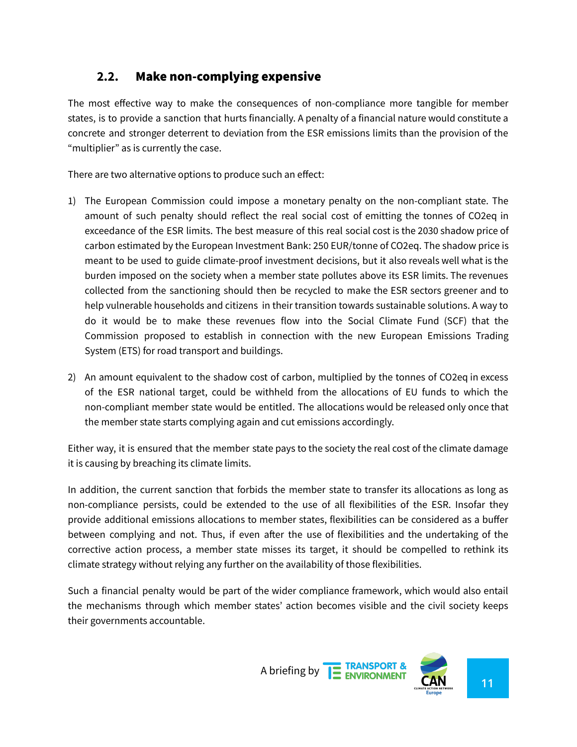### 2.2. Make non-complying expensive

The most effective way to make the consequences of non-compliance more tangible for member states, is to provide a sanction that hurts financially. A penalty of a financial nature would constitute a concrete and stronger deterrent to deviation from the ESR emissions limits than the provision of the "multiplier" as is currently the case.

There are two alternative options to produce such an effect:

1) The European Commission could impose a monetary penalty on the non-compliant state. The amount of such penalty should reflect the real social cost of emitting the tonnes of $CO_2eq$ in exceedance of the ESR limits. The best measure of this real social cost is the 2030 shadow price of carbon estimated by the European Investment Bank: 250 EUR/tonne of $CO_2eq$. The shadow price is meant to be used to guide climate-proof investment decisions, but it also reveals well what is the burden imposed on the society when a member state pollutes above its ESR limits. The revenues collected from the sanctioning should then be recycled to make the ESR sectors greener and to help vulnerable households and citizens in their transition towards sustainable solutions. A way to do it would be to make these revenues flow into the Social Climate Fund (SCF) that the Commission proposed to establish in connection with the new European Emissions Trading System (ETS) for road transport and buildings.

2) An amount equivalent to the shadow cost of carbon, multiplied by the tonnes of $CO_2eq$ in excess of the ESR national target, could be withheld from the allocations of EU funds to which the non-compliant member state would be entitled. The allocations would be released only once that the member state starts complying again and cut emissions accordingly.

Either way, it is ensured that the member state pays to the society the real cost of the climate damage it is causing by breaching its climate limits.

In addition, the current sanction that forbids the member state to transfer its allocations as long as non-compliance persists, could be extended to the use of all flexibilities of the ESR. Insofar they provide additional emissions allocations to member states, flexibilities can be considered as a buffer between complying and not. Thus, if even after the use of flexibilities and the undertaking of the corrective action process, a member state misses its target, it should be compelled to rethink its climate strategy without relying any further on the availability of those flexibilities.

Such a financial penalty would be part of the wider compliance framework, which would also entail the mechanisms through which member states' action becomes visible and the civil society keeps their governments accountable.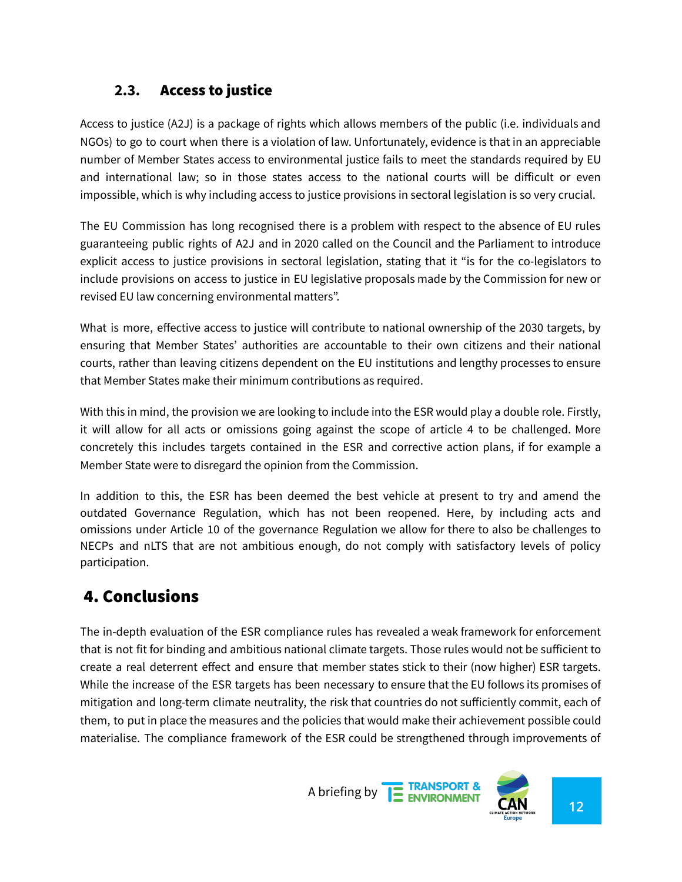### 2.3. Access to justice

Access to justice (A2J) is a package of rights which allows members of the public (i.e. individuals and NGOs) to go to court when there is a violation of law. Unfortunately, evidence is that in an appreciable number of Member States access to environmental justice fails to meet the standards required by EU and international law; so in those states access to the national courts will be difficult or even impossible, which is why including access to justice provisions in sectoral legislation is so very crucial.

The EU Commission has long recognised there is a problem with respect to the absence of EU rules guaranteeing public rights of A2J and in 2020 called on the Council and the Parliament to introduce explicit access to justice provisions in sectoral legislation, stating that it "is for the co-legislators to include provisions on access to justice in EU legislative proposals made by the Commission for new or revised EU law concerning environmental matters".

What is more, effective access to justice will contribute to national ownership of the 2030 targets, by ensuring that Member States' authorities are accountable to their own citizens and their national courts, rather than leaving citizens dependent on the EU institutions and lengthy processes to ensure that Member States make their minimum contributions as required.

With this in mind, the provision we are looking to include into the ESR would play a double role. Firstly, it will allow for all acts or omissions going against the scope of article 4 to be challenged. More concretely this includes targets contained in the ESR and corrective action plans, if for example a Member State were to disregard the opinion from the Commission.

In addition to this, the ESR has been deemed the best vehicle at present to try and amend the outdated Governance Regulation, which has not been reopened. Here, by including acts and omissions under Article 10 of the governance Regulation we allow for there to also be challenges to NECPs and nLTS that are not ambitious enough, do not comply with satisfactory levels of policy participation.

## 4. Conclusions

The in-depth evaluation of the ESR compliance rules has revealed a weak framework for enforcement that is not fit for binding and ambitious national climate targets. Those rules would not be sufficient to create a real deterrent effect and ensure that member states stick to their (now higher) ESR targets. While the increase of the ESR targets has been necessary to ensure that the EU follows its promises of mitigation and long-term climate neutrality, the risk that countries do not sufficiently commit, each of them, to put in place the measures and the policies that would make their achievement possible could materialise. The compliance framework of the ESR could be strengthened through improvements of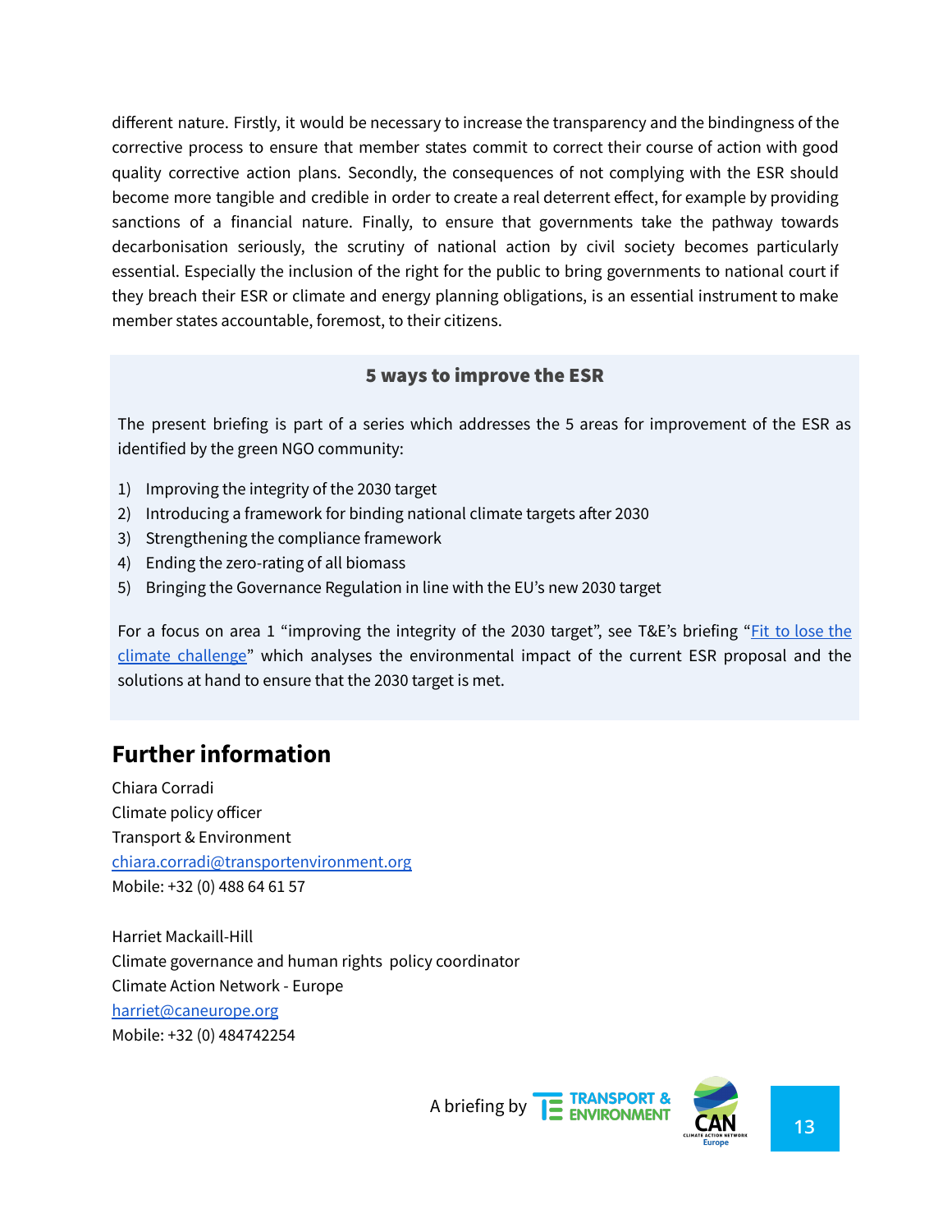different nature. Firstly, it would be necessary to increase the transparency and the bindingness of the corrective process to ensure that member states commit to correct their course of action with good quality corrective action plans. Secondly, the consequences of not complying with the ESR should become more tangible and credible in order to create a real deterrent effect, for example by providing sanctions of a financial nature. Finally, to ensure that governments take the pathway towards decarbonisation seriously, the scrutiny of national action by civil society becomes particularly essential. Especially the inclusion of the right for the public to bring governments to national court if they breach their ESR or climate and energy planning obligations, is an essential instrument to make member states accountable, foremost, to their citizens.

### 5 ways to improve the ESR

The present briefing is part of a series which addresses the 5 areas for improvement of the ESR as identified by the green NGO community:

1) Improving the integrity of the 2030 target
2) Introducing a framework for binding national climate targets after 2030
3) Strengthening the compliance framework
4) Ending the zero-rating of all biomass
5) Bringing the Governance Regulation in line with the EU's new 2030 target

For a focus on area 1 "improving the integrity of the 2030 target", see T&E's briefing "Fit to lose the climate challenge" which analyses the environmental impact of the current ESR proposal and the solutions at hand to ensure that the 2030 target is met.

## Further information

Chiara Corradi
Climate policy officer
Transport & Environment
chiara.corradi@transportenvironment.org
Mobile: +32 (0) 488 64 61 57

Harriet Mackaill-Hill
Climate governance and human rights policy coordinator
Climate Action Network - Europe
harriet@caneurope.org
Mobile: +32 (0) 484742254

A briefing by TRANSPORT & ENVIRONMENT CAN Climate Action Network Europe